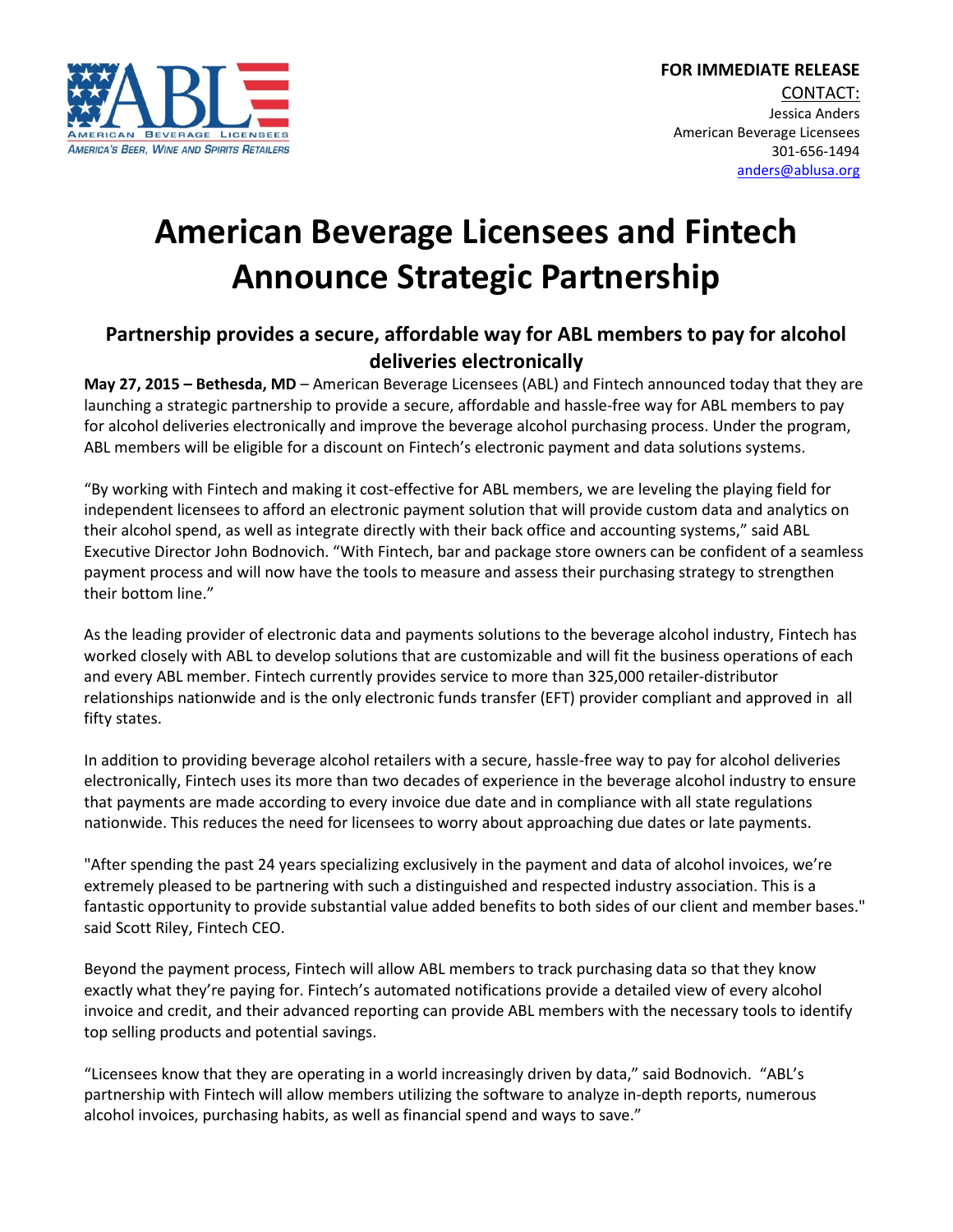**FOR IMMEDIATE RELEASE**

CONTACT:
Jessica Anders
American Beverage Licensees
301-656-1494
anders@ablusa.org

# American Beverage Licensees and Fintech Announce Strategic Partnership

## Partnership provides a secure, affordable way for ABL members to pay for alcohol deliveries electronically

**May 27, 2015 – Bethesda, MD** – American Beverage Licensees (ABL) and Fintech announced today that they are launching a strategic partnership to provide a secure, affordable and hassle-free way for ABL members to pay for alcohol deliveries electronically and improve the beverage alcohol purchasing process. Under the program, ABL members will be eligible for a discount on Fintech's electronic payment and data solutions systems.

"By working with Fintech and making it cost-effective for ABL members, we are leveling the playing field for independent licensees to afford an electronic payment solution that will provide custom data and analytics on their alcohol spend, as well as integrate directly with their back office and accounting systems," said ABL Executive Director John Bodnovich. "With Fintech, bar and package store owners can be confident of a seamless payment process and will now have the tools to measure and assess their purchasing strategy to strengthen their bottom line."

As the leading provider of electronic data and payments solutions to the beverage alcohol industry, Fintech has worked closely with ABL to develop solutions that are customizable and will fit the business operations of each and every ABL member. Fintech currently provides service to more than 325,000 retailer-distributor relationships nationwide and is the only electronic funds transfer (EFT) provider compliant and approved in all fifty states.

In addition to providing beverage alcohol retailers with a secure, hassle-free way to pay for alcohol deliveries electronically, Fintech uses its more than two decades of experience in the beverage alcohol industry to ensure that payments are made according to every invoice due date and in compliance with all state regulations nationwide. This reduces the need for licensees to worry about approaching due dates or late payments.

"After spending the past 24 years specializing exclusively in the payment and data of alcohol invoices, we're extremely pleased to be partnering with such a distinguished and respected industry association. This is a fantastic opportunity to provide substantial value added benefits to both sides of our client and member bases." said Scott Riley, Fintech CEO.

Beyond the payment process, Fintech will allow ABL members to track purchasing data so that they know exactly what they're paying for. Fintech's automated notifications provide a detailed view of every alcohol invoice and credit, and their advanced reporting can provide ABL members with the necessary tools to identify top selling products and potential savings.

"Licensees know that they are operating in a world increasingly driven by data," said Bodnovich. "ABL's partnership with Fintech will allow members utilizing the software to analyze in-depth reports, numerous alcohol invoices, purchasing habits, as well as financial spend and ways to save."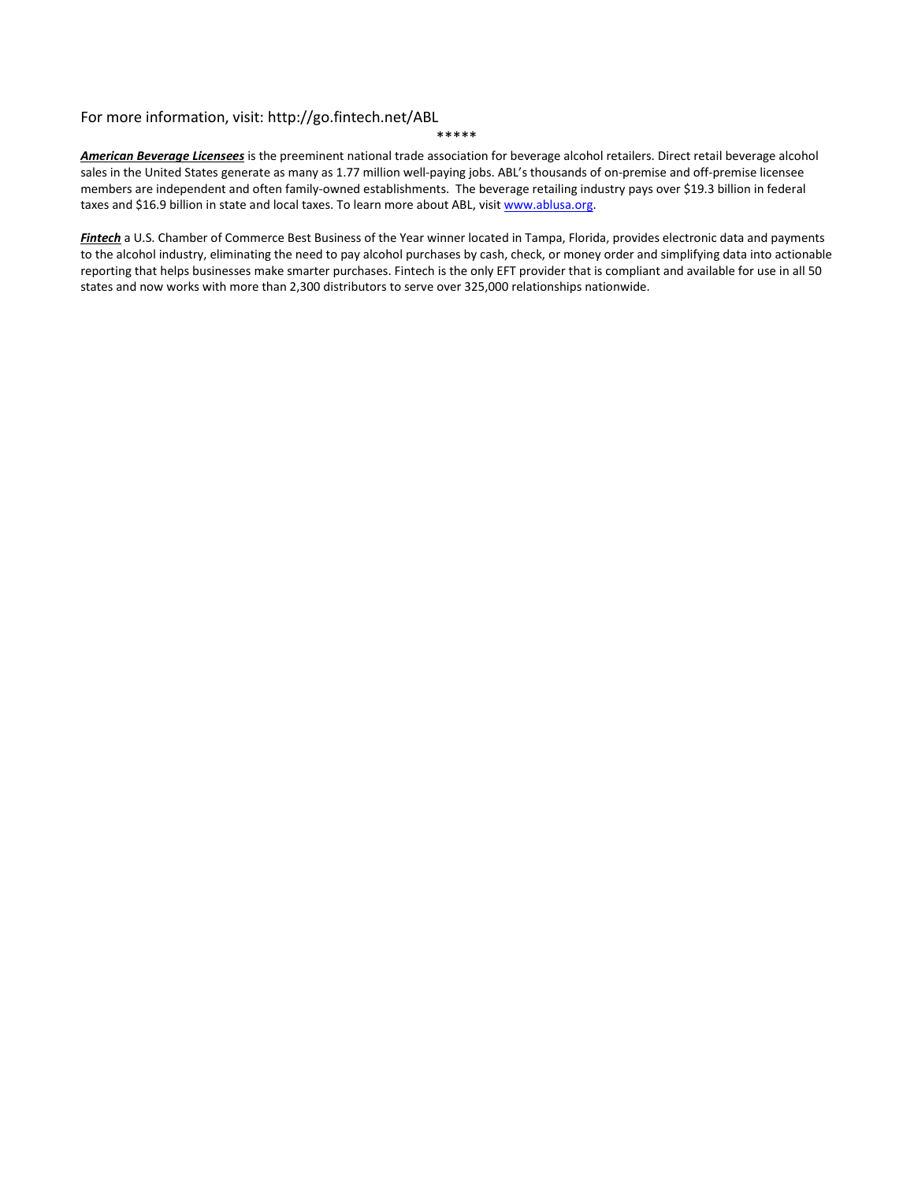For more information, visit: http://go.fintech.net/ABL

*****

***American Beverage Licensees*** is the preeminent national trade association for beverage alcohol retailers. Direct retail beverage alcohol sales in the United States generate as many as 1.77 million well-paying jobs. ABL's thousands of on-premise and off-premise licensee members are independent and often family-owned establishments. The beverage retailing industry pays over $19.3 billion in federal taxes and $16.9 billion in state and local taxes. To learn more about ABL, visit [www.ablusa.org](http://www.ablusa.org).

***Fintech*** a U.S. Chamber of Commerce Best Business of the Year winner located in Tampa, Florida, provides electronic data and payments to the alcohol industry, eliminating the need to pay alcohol purchases by cash, check, or money order and simplifying data into actionable reporting that helps businesses make smarter purchases. Fintech is the only EFT provider that is compliant and available for use in all 50 states and now works with more than 2,300 distributors to serve over 325,000 relationships nationwide.